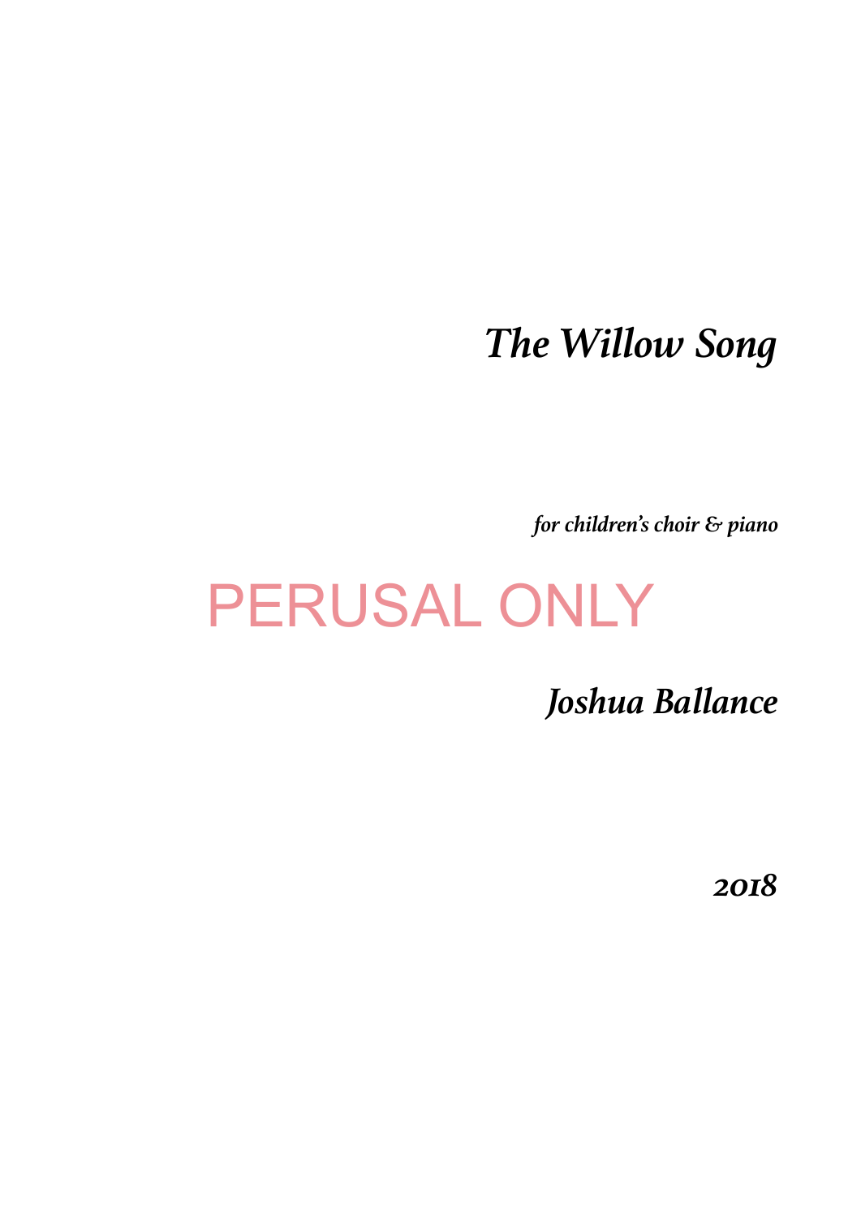# *The Willow Song*

***for children's choir & piano***

PERUSAL ONLY

## *Joshua Ballance*

***2018***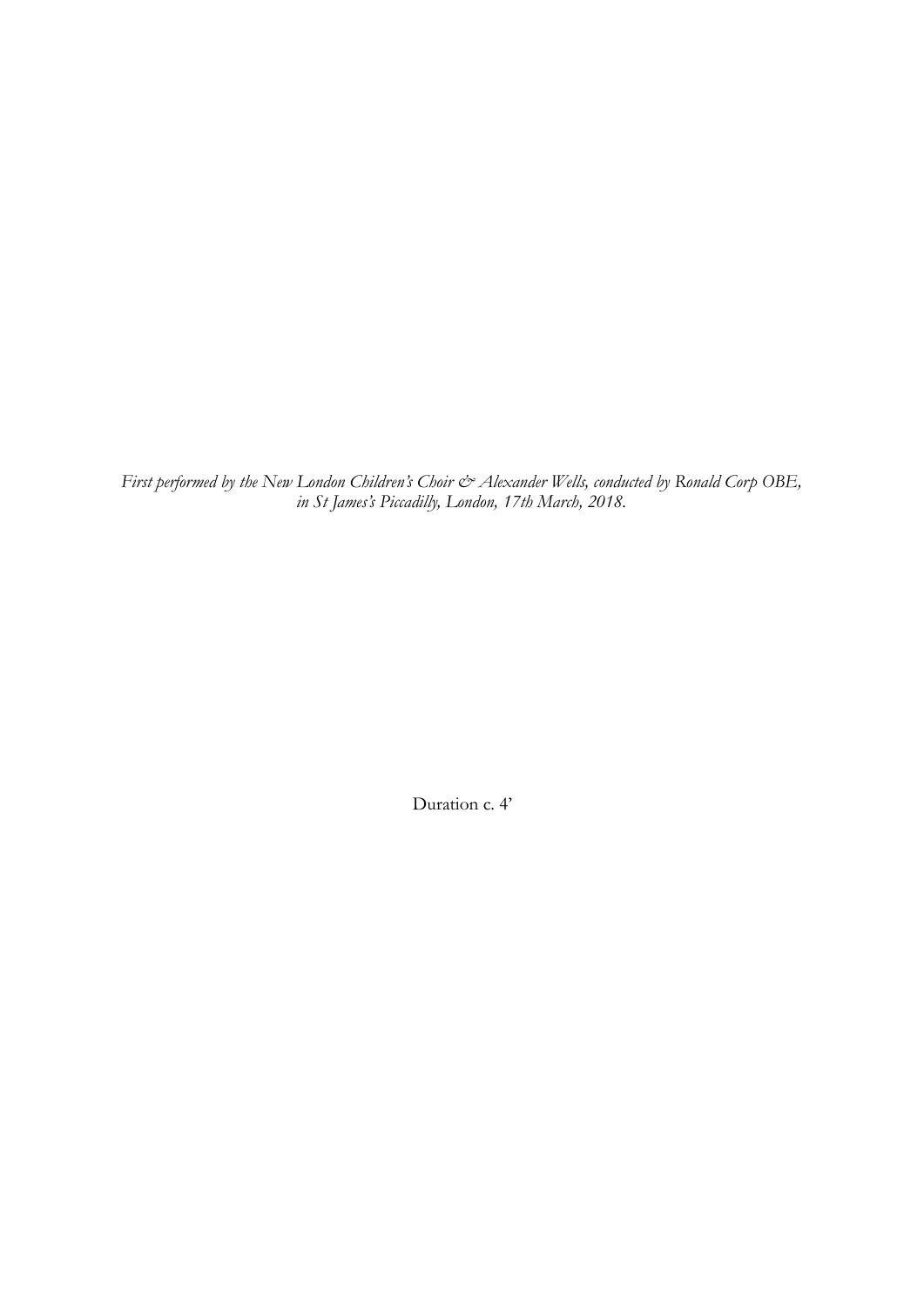*First performed by the New London Children's Choir & Alexander Wells, conducted by Ronald Corp OBE, in St James's Piccadilly, London, 17th March, 2018.*

Duration c. 4'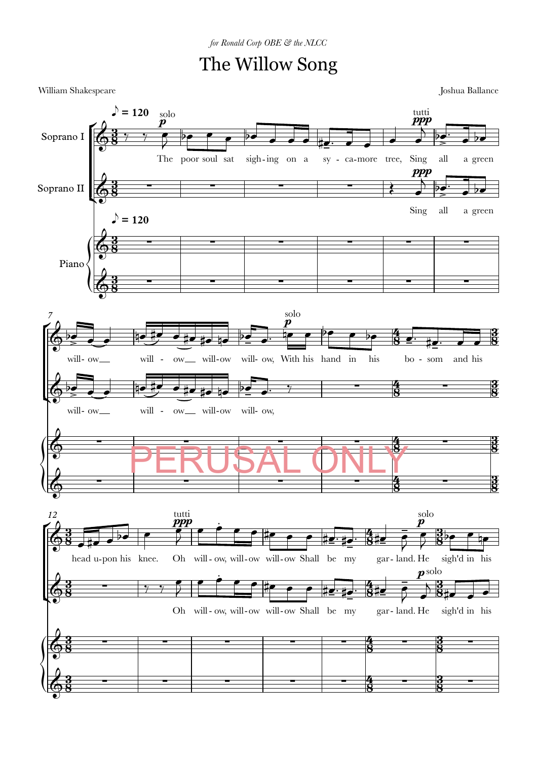*for Ronald Corp OBE & the NLCC*

# The Willow Song

William Shakespeare

Joshua Ballance

PERUSAL ONLY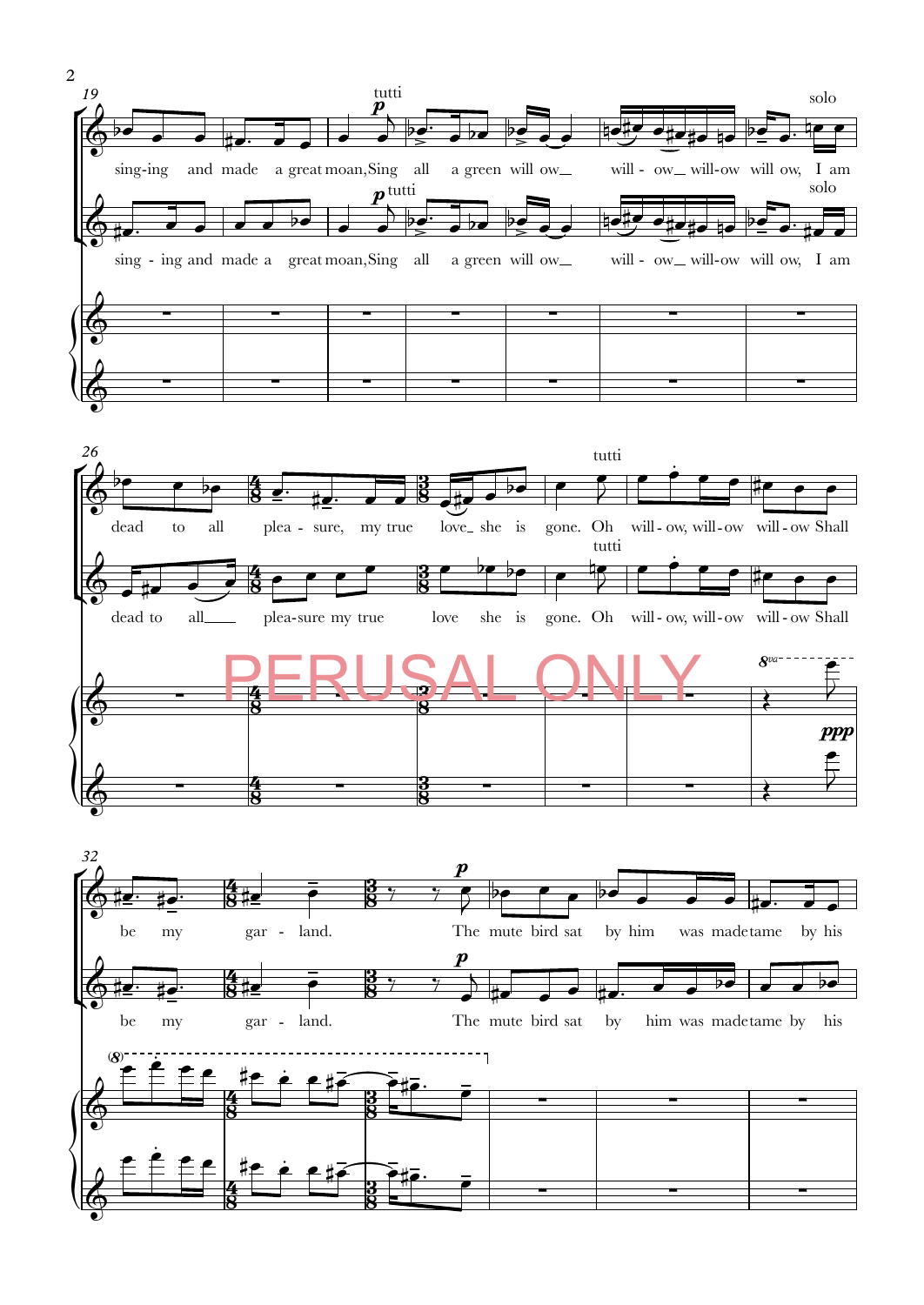PERUSAL ONLY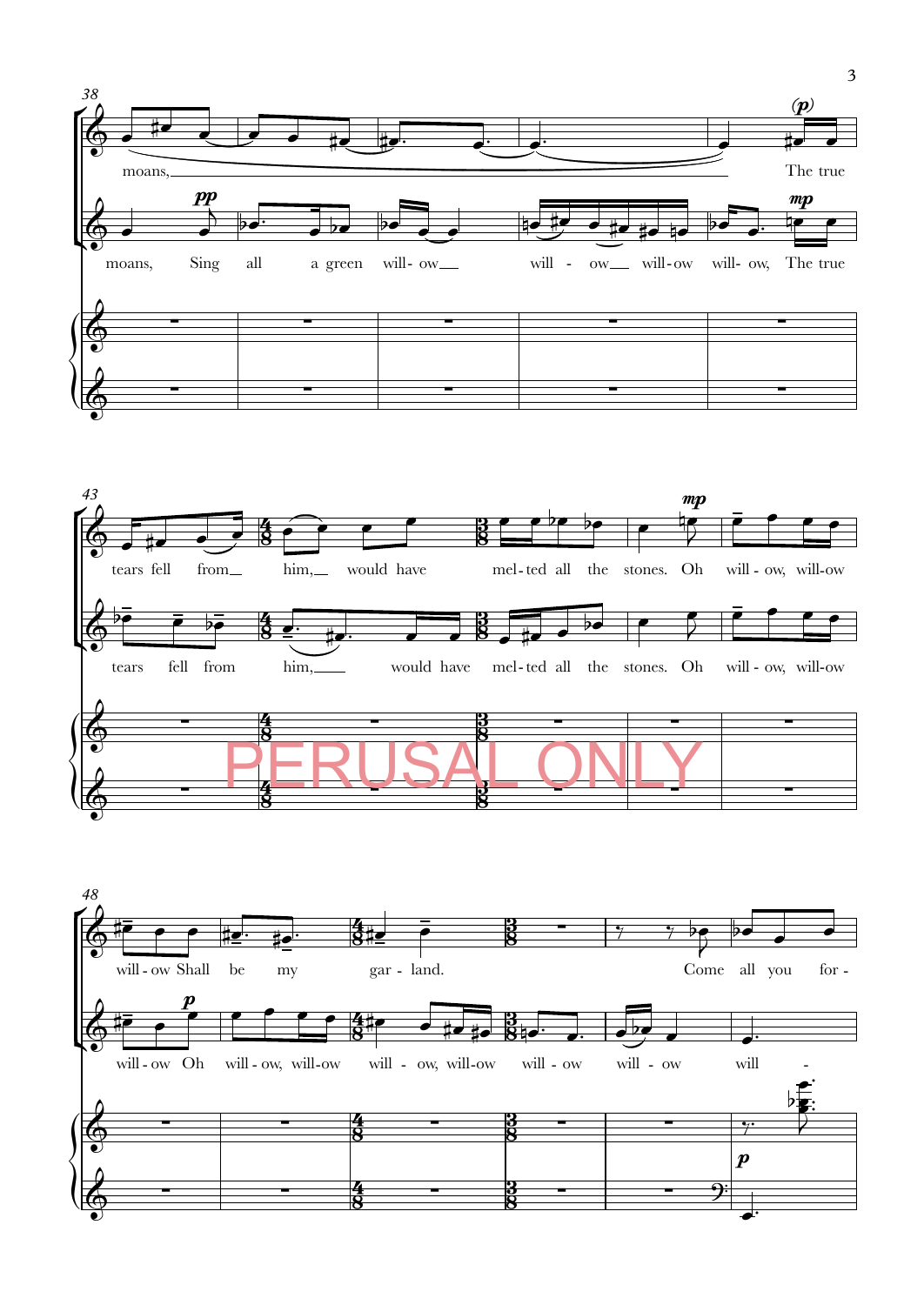38

moans, The true

moans, Sing all a green will- ow will - ow will-ow will- ow, The true

43

tears fell from him, would have mel-ted all the stones. Oh will - ow, will-ow

tears fell from him, would have mel-ted all the stones. Oh will - ow, will-ow

PERUSAL ONLY

48

will - ow Shall be my gar - land. Come all you for -

will - ow Oh will - ow, will-ow will - ow, will-ow will - ow will - ow will -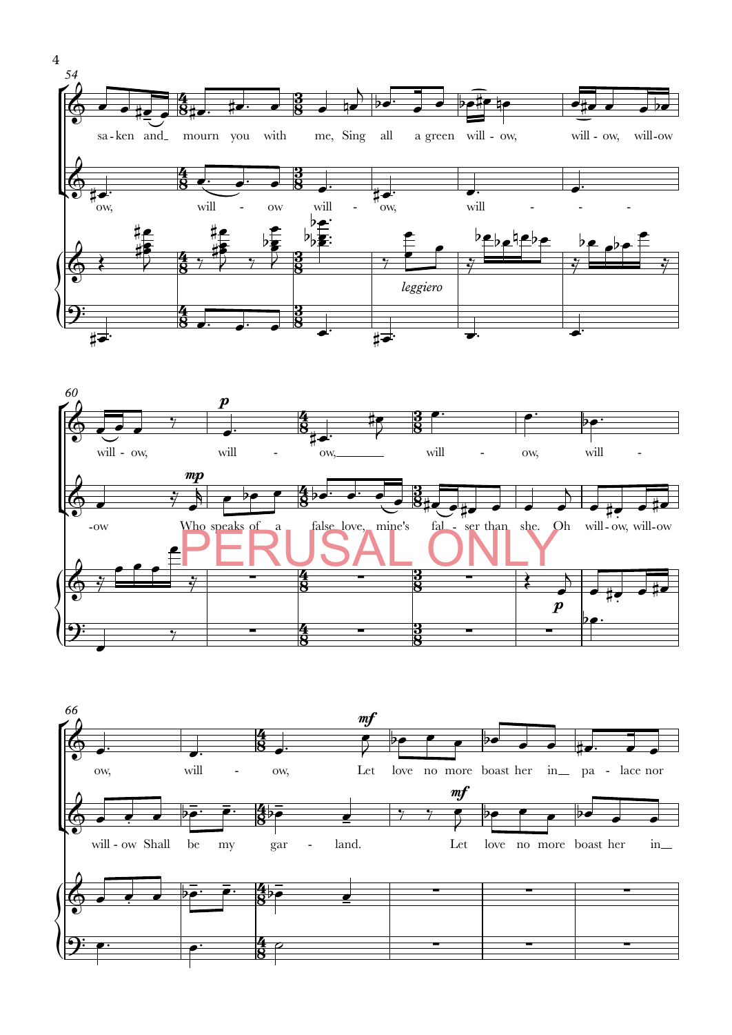54

sa-ken and mourn you with me, Sing all a green will-ow, will-ow, will-ow

ow, will - ow will - ow, will - - -

*leggiero*

60

will-ow, will - ow, will - ow, will -

-ow Who speaks of a false love, mine's fal - ser than she. Oh will-ow, will-ow

PERUSAL ONLY

66

ow, will - ow, Let love no more boast her in pa - lace nor

will-ow Shall be my gar - land. Let love no more boast her in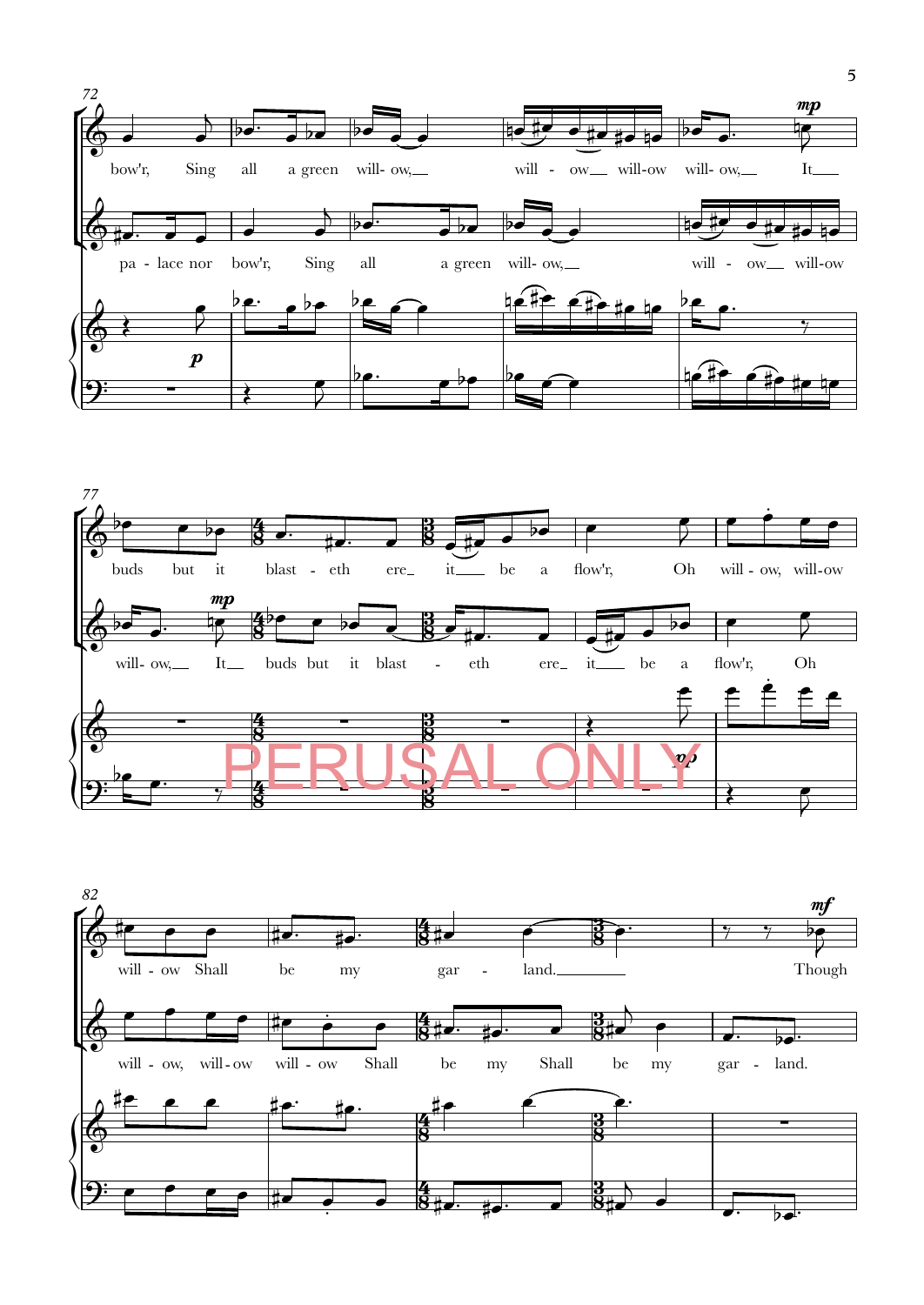72

bow'r, Sing all a green will- ow, will - ow will-ow will- ow, It

pa - lace nor bow'r, Sing all a green will- ow, will - ow will-ow

*mp*

*p*

77

buds but it blast - eth ere it be a flow'r, Oh will - ow, will-ow

will- ow, It buds but it blast - eth ere it be a flow'r, Oh

*mp*

*p*

PERUSAL ONLY

82

will - ow Shall be my gar - land. Though

will - ow, will-ow will - ow Shall be my Shall be my gar - land.

*mf*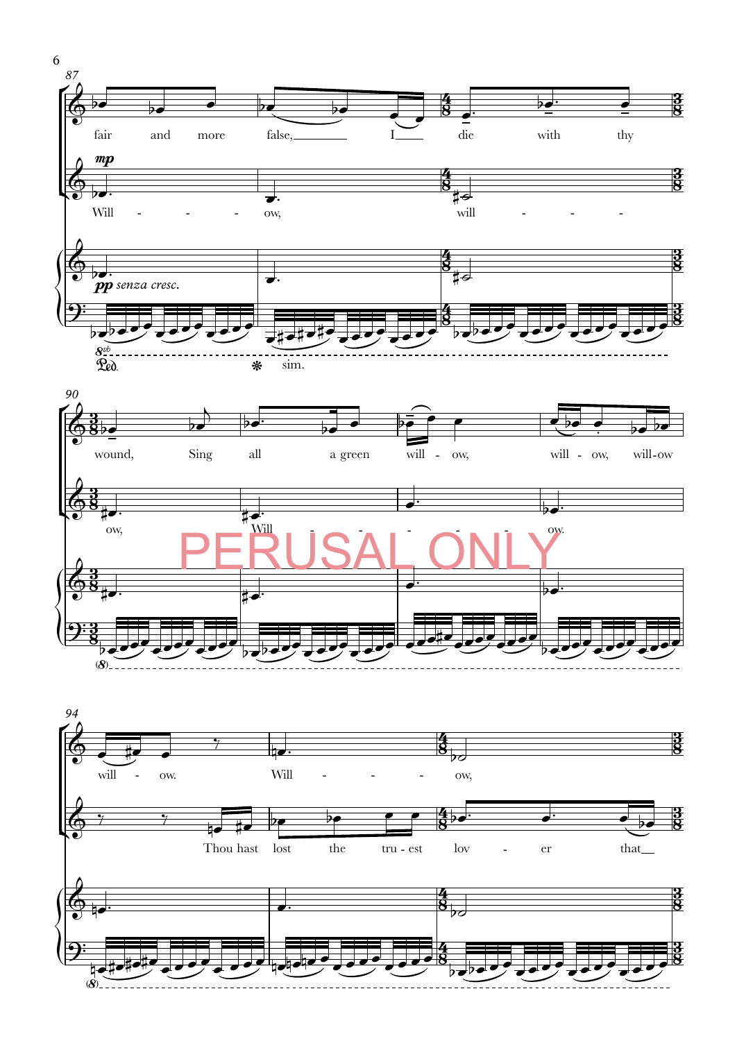87

fair and more false, I die with thy

*mp*

Will - - - ow, will - - -

*pp senza cresc.*

sim.

90

wound, Sing all a green will - ow, will - ow, will-ow

ow, Will - - - - - ow.

PERUSAL ONLY

94

will - ow. Will - - - - ow,

Thou hast lost the tru - est lov - er that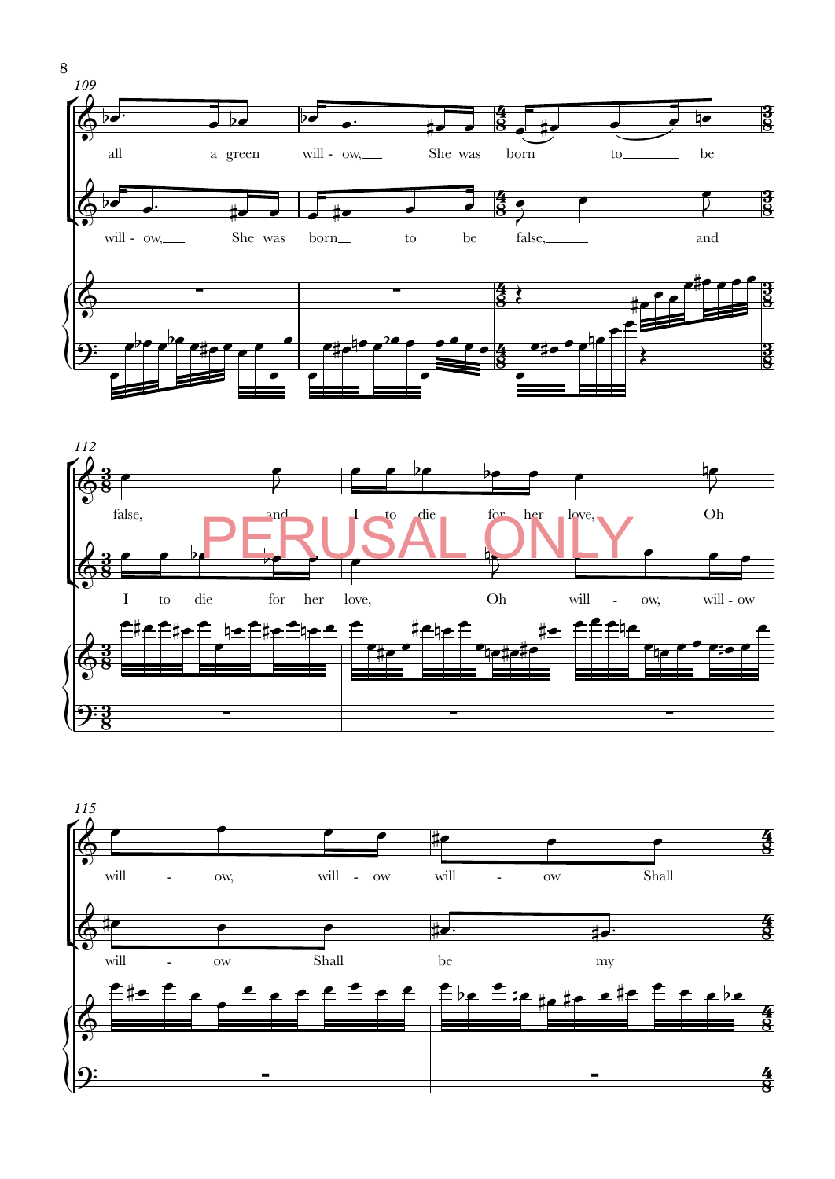109

all a green will - ow, She was born to be

will - ow, She was born to be false, and

112

false, and I to die for her love, Oh

I to die for her love, Oh will - ow, will - ow

PERUSAL ONLY

115

will - ow, will - ow will - ow Shall

will - ow Shall be my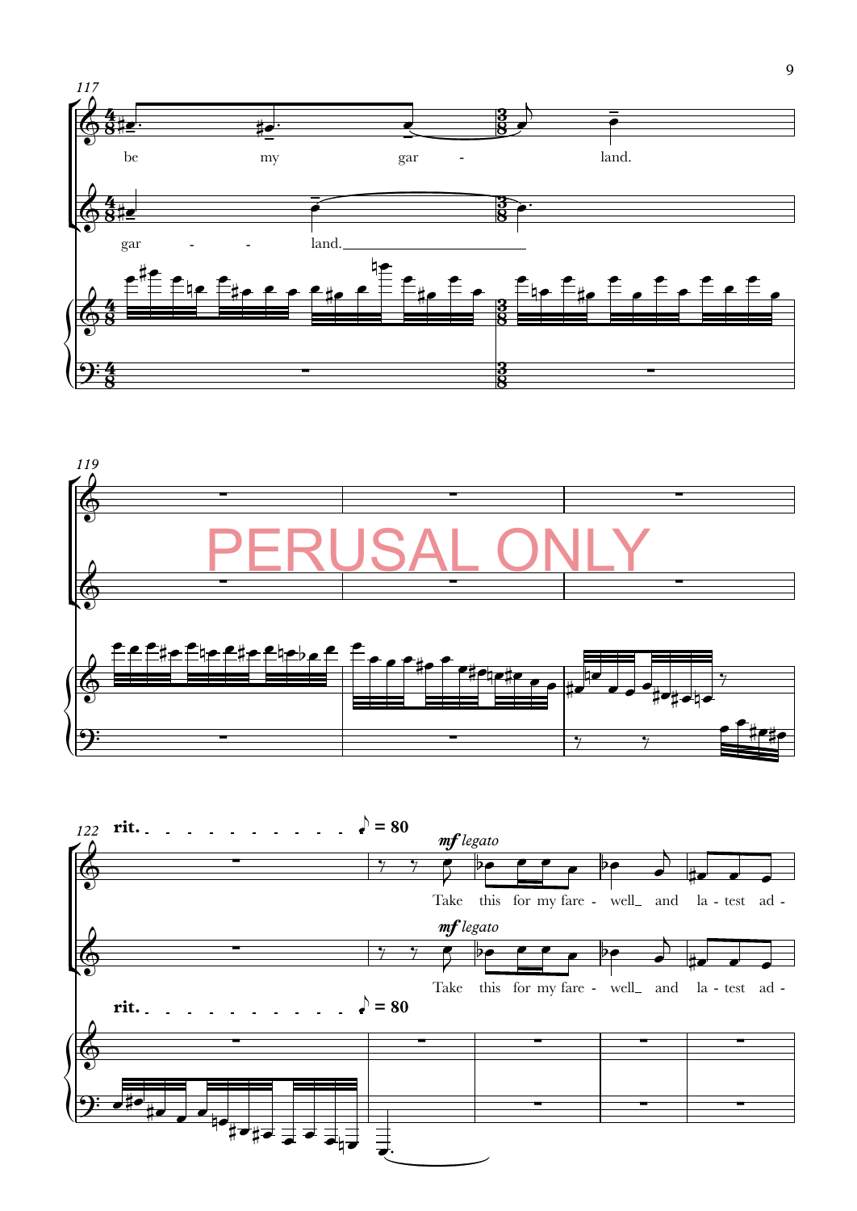117

be my gar - land.

gar - - land.

119

PERUSAL ONLY

122 **rit.** ♪ = 80

*mf legato*

Take this for my fare - well_ and la - test ad -

*mf legato*

Take this for my fare - well_ and la - test ad -

**rit.** ♪ = 80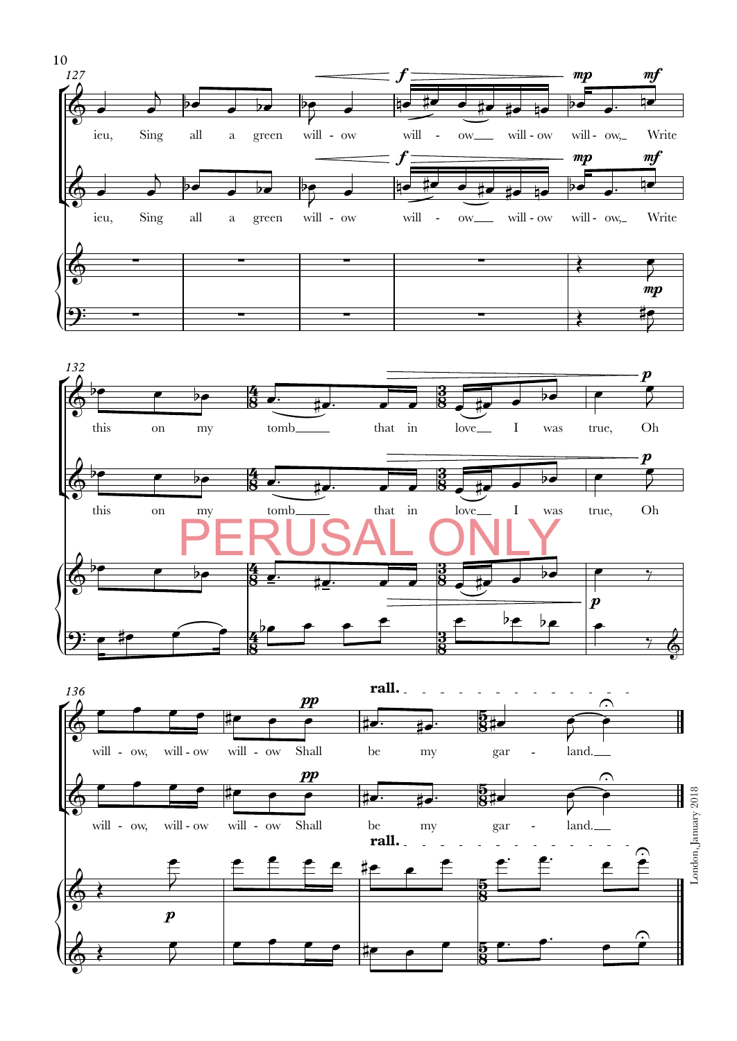127

ieu, Sing all a green will - ow will - ow will - ow will - ow, Write

ieu, Sing all a green will - ow will - ow will - ow will - ow, Write

132

this on my tomb that in love I was true, Oh

this on my tomb that in love I was true, Oh

PERUSAL ONLY

136

rall.

will - ow, will - ow will - ow Shall be my gar - land.

will - ow, will - ow will - ow Shall be my gar - land.

rall.

London, January 2018